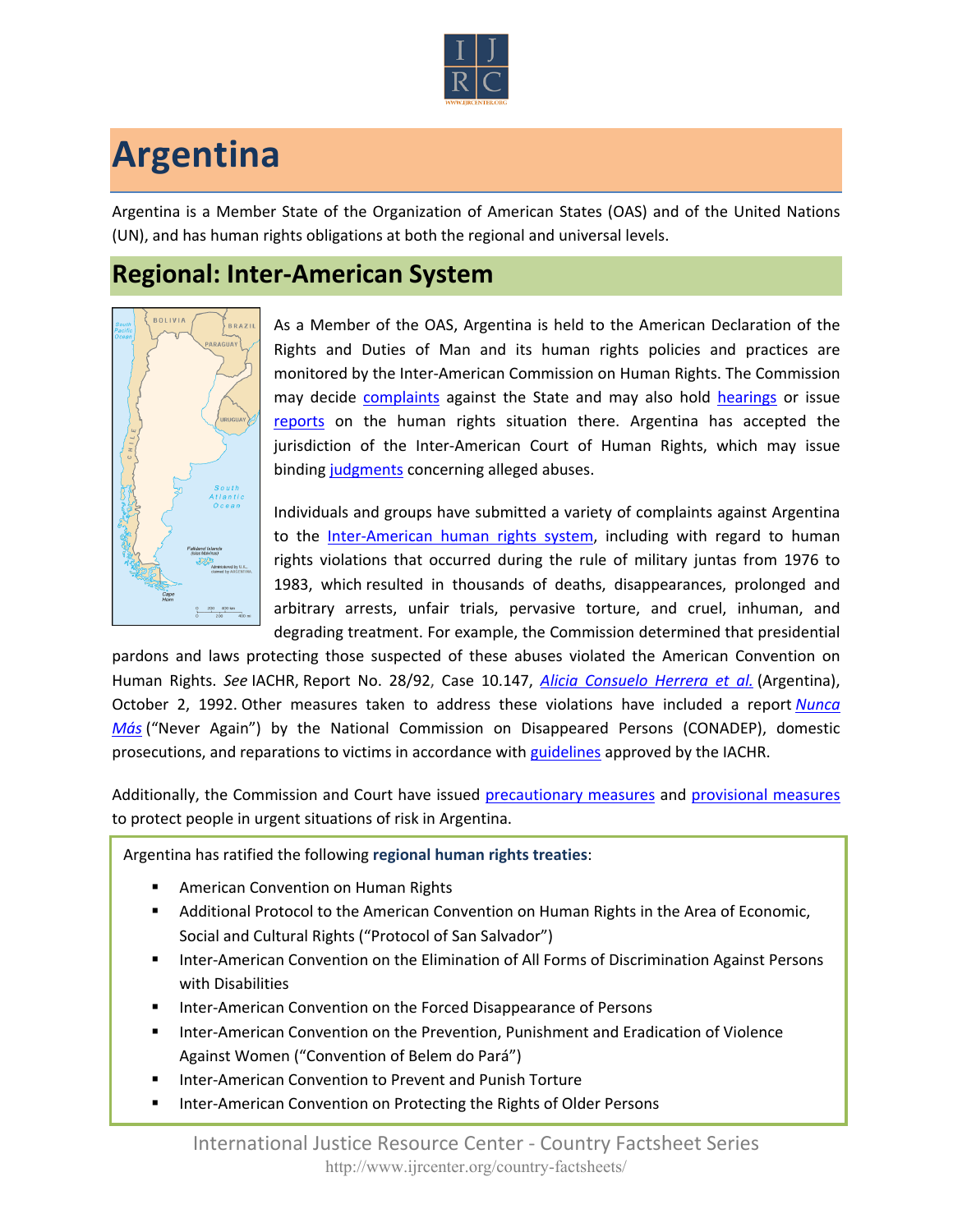# Argentina

Argentina is a Member State of the Organization of American States (OAS) and of the United Nations (UN), and has human rights obligations at both the regional and universal levels.

## Regional: Inter-American System

As a Member of the OAS, Argentina is held to the American Declaration of the Rights and Duties of Man and its human rights policies and practices are monitored by the Inter-American Commission on Human Rights. The Commission may decide complaints against the State and may also hold hearings or issue reports on the human rights situation there. Argentina has accepted the jurisdiction of the Inter-American Court of Human Rights, which may issue binding judgments concerning alleged abuses.

Individuals and groups have submitted a variety of complaints against Argentina to the Inter-American human rights system, including with regard to human rights violations that occurred during the rule of military juntas from 1976 to 1983, which resulted in thousands of deaths, disappearances, prolonged and arbitrary arrests, unfair trials, pervasive torture, and cruel, inhuman, and degrading treatment. For example, the Commission determined that presidential pardons and laws protecting those suspected of these abuses violated the American Convention on Human Rights. *See* IACHR, Report No. 28/92, Case 10.147, *Alicia Consuelo Herrera et al.* (Argentina), October 2, 1992. Other measures taken to address these violations have included a report *Nunca Más* ("Never Again") by the National Commission on Disappeared Persons (CONADEP), domestic prosecutions, and reparations to victims in accordance with guidelines approved by the IACHR.

Additionally, the Commission and Court have issued precautionary measures and provisional measures to protect people in urgent situations of risk in Argentina.

Argentina has ratified the following **regional human rights treaties**:

- American Convention on Human Rights
- Additional Protocol to the American Convention on Human Rights in the Area of Economic, Social and Cultural Rights ("Protocol of San Salvador")
- Inter-American Convention on the Elimination of All Forms of Discrimination Against Persons with Disabilities
- Inter-American Convention on the Forced Disappearance of Persons
- Inter-American Convention on the Prevention, Punishment and Eradication of Violence Against Women ("Convention of Belem do Pará")
- Inter-American Convention to Prevent and Punish Torture
- Inter-American Convention on Protecting the Rights of Older Persons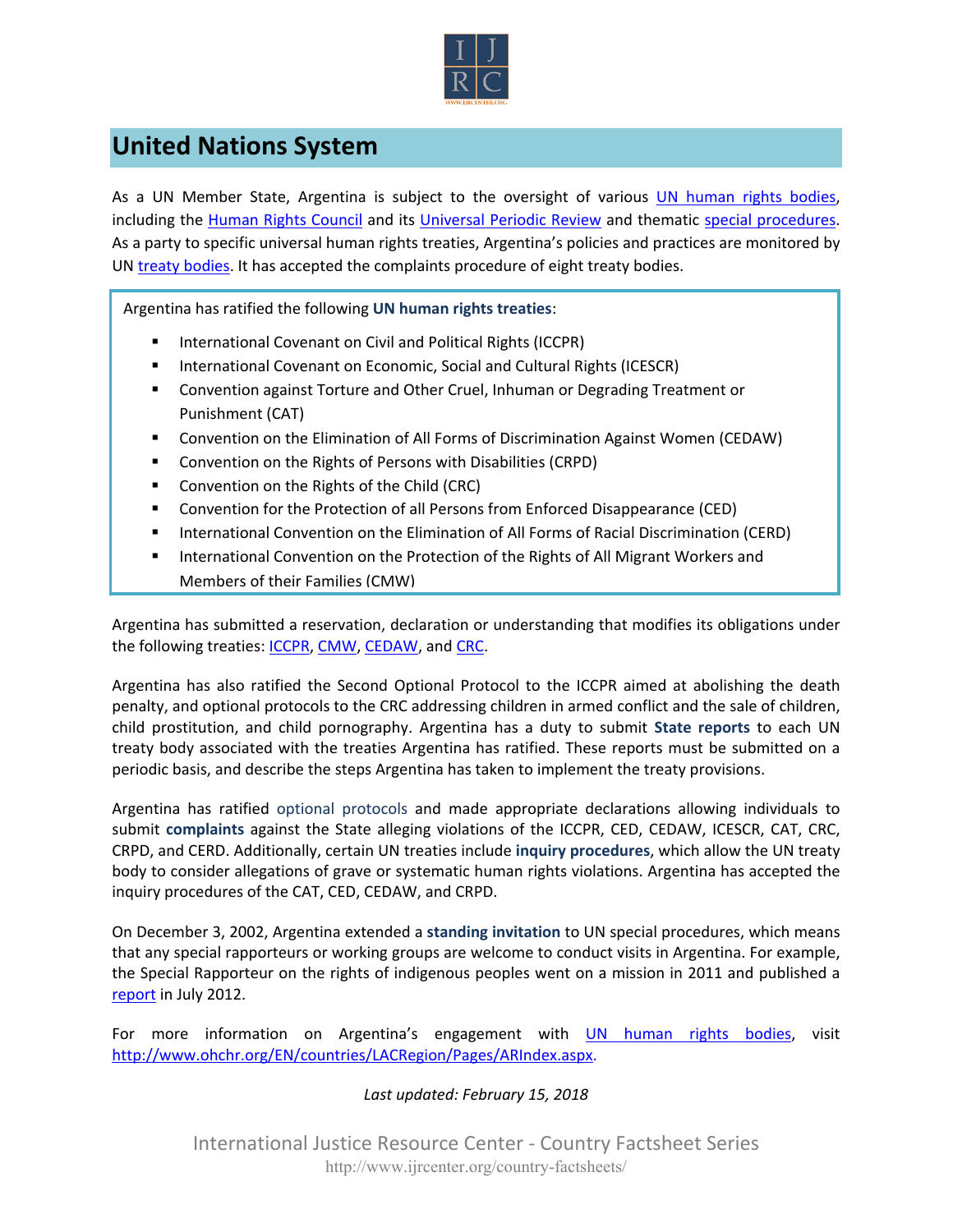## United Nations System

As a UN Member State, Argentina is subject to the oversight of various UN human rights bodies, including the Human Rights Council and its Universal Periodic Review and thematic special procedures. As a party to specific universal human rights treaties, Argentina's policies and practices are monitored by UN treaty bodies. It has accepted the complaints procedure of eight treaty bodies.

Argentina has ratified the following **UN human rights treaties**:

- International Covenant on Civil and Political Rights (ICCPR)
- International Covenant on Economic, Social and Cultural Rights (ICESCR)
- Convention against Torture and Other Cruel, Inhuman or Degrading Treatment or Punishment (CAT)
- Convention on the Elimination of All Forms of Discrimination Against Women (CEDAW)
- Convention on the Rights of Persons with Disabilities (CRPD)
- Convention on the Rights of the Child (CRC)
- Convention for the Protection of all Persons from Enforced Disappearance (CED)
- International Convention on the Elimination of All Forms of Racial Discrimination (CERD)
- International Convention on the Protection of the Rights of All Migrant Workers and Members of their Families (CMW)

Argentina has submitted a reservation, declaration or understanding that modifies its obligations under the following treaties: ICCPR, CMW, CEDAW, and CRC.

Argentina has also ratified the Second Optional Protocol to the ICCPR aimed at abolishing the death penalty, and optional protocols to the CRC addressing children in armed conflict and the sale of children, child prostitution, and child pornography. Argentina has a duty to submit **State reports** to each UN treaty body associated with the treaties Argentina has ratified. These reports must be submitted on a periodic basis, and describe the steps Argentina has taken to implement the treaty provisions.

Argentina has ratified optional protocols and made appropriate declarations allowing individuals to submit **complaints** against the State alleging violations of the ICCPR, CED, CEDAW, ICESCR, CAT, CRC, CRPD, and CERD. Additionally, certain UN treaties include **inquiry procedures**, which allow the UN treaty body to consider allegations of grave or systematic human rights violations. Argentina has accepted the inquiry procedures of the CAT, CED, CEDAW, and CRPD.

On December 3, 2002, Argentina extended a **standing invitation** to UN special procedures, which means that any special rapporteurs or working groups are welcome to conduct visits in Argentina. For example, the Special Rapporteur on the rights of indigenous peoples went on a mission in 2011 and published a report in July 2012.

For more information on Argentina's engagement with UN human rights bodies, visit http://www.ohchr.org/EN/countries/LACRegion/Pages/ARIndex.aspx.

*Last updated: February 15, 2018*